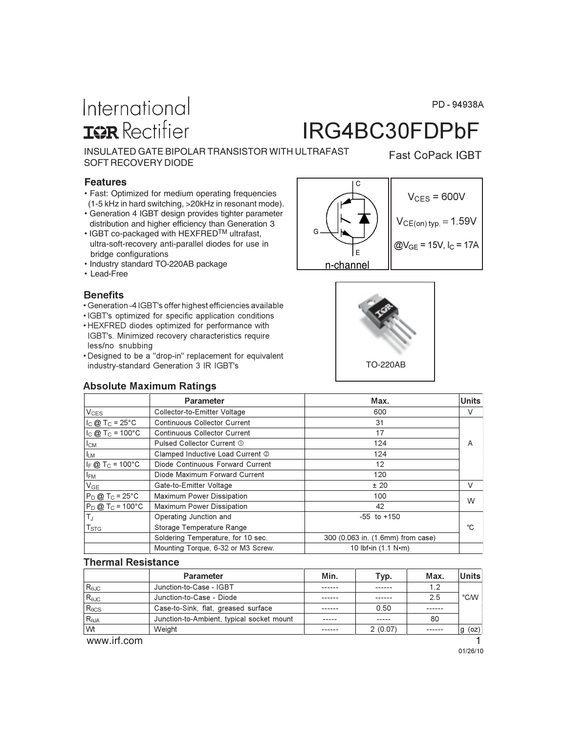PD - 94938A

International
IOR Rectifier

# IRG4BC30FDPbF

INSULATED GATE BIPOLAR TRANSISTOR WITH ULTRAFAST SOFT RECOVERY DIODE

Fast CoPack IGBT

## Features

- Fast: Optimized for medium operating frequencies (1-5 kHz in hard switching, >20kHz in resonant mode).
- Generation 4 IGBT design provides tighter parameter distribution and higher efficiency than Generation 3
- IGBT co-packaged with HEXFRED™ ultrafast, ultra-soft-recovery anti-parallel diodes for use in bridge configurations
- Industry standard TO-220AB package
- Lead-Free

C
G
E
n-channel

$V_{CES}$ = 600V

$V_{CE(on)\ typ.}$ = 1.59V

@$V_{GE}$ = 15V, $I_C$ = 17A

## Benefits

- Generation -4 IGBT's offer highest efficiencies available
- IGBT's optimized for specific application conditions
- HEXFRED diodes optimized for performance with IGBT's. Minimized recovery characteristics require less/no snubbing
- Designed to be a "drop-in" replacement for equivalent industry-standard Generation 3 IR IGBT's

TO-220AB

## Absolute Maximum Ratings

| | Parameter | Max. | Units |
|---|---|---|---|
| $V_{CES}$ | Collector-to-Emitter Voltage | 600 | V |
| $I_C$ @ $T_C$ = 25°C | Continuous Collector Current | 31 | A |
| $I_C$ @ $T_C$ = 100°C | Continuous Collector Current | 17 | |
| $I_{CM}$ | Pulsed Collector Current ① | 124 | |
| $I_{LM}$ | Clamped Inductive Load Current ② | 124 | |
| $I_F$ @ $T_C$ = 100°C | Diode Continuous Forward Current | 12 | |
| $I_{FM}$ | Diode Maximum Forward Current | 120 | |
| $V_{GE}$ | Gate-to-Emitter Voltage | ± 20 | V |
| $P_D$ @ $T_C$ = 25°C | Maximum Power Dissipation | 100 | W |
| $P_D$ @ $T_C$ = 100°C | Maximum Power Dissipation | 42 | |
| $T_J$<br>$T_{STG}$ | Operating Junction and<br>Storage Temperature Range | -55 to +150 | °C |
| | Soldering Temperature, for 10 sec. | 300 (0.063 in. (1.6mm) from case) | |
| | Mounting Torque, 6-32 or M3 Screw. | 10 lbf•in (1.1 N•m) | |

## Thermal Resistance

| | Parameter | Min. | Typ. | Max. | Units |
|---|---|---|---|---|---|
| $R_{\theta JC}$ | Junction-to-Case - IGBT | ------ | ------ | 1.2 | °C/W |
| $R_{\theta JC}$ | Junction-to-Case - Diode | ------ | ------ | 2.5 | |
| $R_{\theta CS}$ | Case-to-Sink, flat, greased surface | ------ | 0.50 | ------ | |
| $R_{\theta JA}$ | Junction-to-Ambient, typical socket mount | ----- | ----- | 80 | |
| Wt | Weight | ------ | 2 (0.07) | ------ | g (oz) |

www.irf.com

01/26/10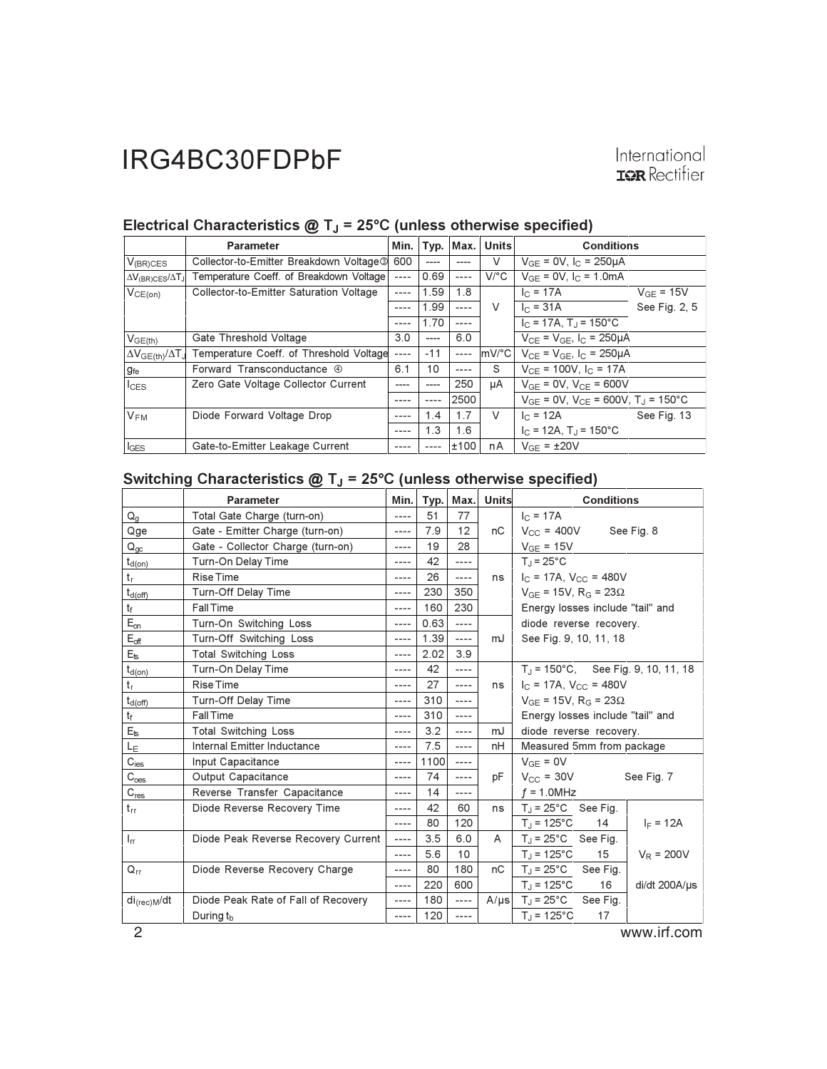## Electrical Characteristics @ $T_J$ = 25°C (unless otherwise specified)

| | Parameter | Min. | Typ. | Max. | Units | Conditions | |
|---|---|---|---|---|---|---|---|
| $V_{(BR)CES}$ | Collector-to-Emitter Breakdown Voltage③ | 600 | ---- | ---- | V | $V_{GE}$ = 0V, $I_C$ = 250µA | |
| $\Delta V_{(BR)CES}/\Delta T_J$ | Temperature Coeff. of Breakdown Voltage | ---- | 0.69 | ---- | V/°C | $V_{GE}$ = 0V, $I_C$ = 1.0mA | |
| $V_{CE(on)}$ | Collector-to-Emitter Saturation Voltage | ---- | 1.59 | 1.8 | V | $I_C$ = 17A | $V_{GE}$ = 15V |
| | | ---- | 1.99 | ---- | | $I_C$ = 31A | See Fig. 2, 5 |
| | | ---- | 1.70 | ---- | | $I_C$ = 17A, $T_J$ = 150°C | |
| $V_{GE(th)}$ | Gate Threshold Voltage | 3.0 | ---- | 6.0 | | $V_{CE}$ = $V_{GE}$, $I_C$ = 250µA | |
| $\Delta V_{GE(th)}/\Delta T_J$ | Temperature Coeff. of Threshold Voltage | ---- | -11 | ---- | mV/°C | $V_{CE}$ = $V_{GE}$, $I_C$ = 250µA | |
| $g_{fe}$ | Forward Transconductance ④ | 6.1 | 10 | ---- | S | $V_{CE}$ = 100V, $I_C$ = 17A | |
| $I_{CES}$ | Zero Gate Voltage Collector Current | ---- | ---- | 250 | µA | $V_{GE}$ = 0V, $V_{CE}$ = 600V | |
| | | ---- | ---- | 2500 | | $V_{GE}$ = 0V, $V_{CE}$ = 600V, $T_J$ = 150°C | |
| $V_{FM}$ | Diode Forward Voltage Drop | ---- | 1.4 | 1.7 | V | $I_C$ = 12A | See Fig. 13 |
| | | ---- | 1.3 | 1.6 | | $I_C$ = 12A, $T_J$ = 150°C | |
| $I_{GES}$ | Gate-to-Emitter Leakage Current | ---- | ---- | ±100 | nA | $V_{GE}$ = ±20V | |

## Switching Characteristics @ $T_J$ = 25°C (unless otherwise specified)

| | Parameter | Min. | Typ. | Max. | Units | Conditions | | |
|---|---|---|---|---|---|---|---|---|
| $Q_g$ | Total Gate Charge (turn-on) | ---- | 51 | 77 | nC | $I_C$ = 17A | | |
| Qge | Gate - Emitter Charge (turn-on) | ---- | 7.9 | 12 | | $V_{CC}$ = 400V | See Fig. 8 | |
| $Q_{gc}$ | Gate - Collector Charge (turn-on) | ---- | 19 | 28 | | $V_{GE}$ = 15V | | |
| $t_{d(on)}$ | Turn-On Delay Time | ---- | 42 | ---- | ns | $T_J$ = 25°C | | |
| $t_r$ | Rise Time | ---- | 26 | ---- | | $I_C$ = 17A, $V_{CC}$ = 480V | | |
| $t_{d(off)}$ | Turn-Off Delay Time | ---- | 230 | 350 | | $V_{GE}$ = 15V, $R_G$ = 23Ω | | |
| $t_f$ | Fall Time | ---- | 160 | 230 | | Energy losses include "tail" and | | |
| $E_{on}$ | Turn-On Switching Loss | ---- | 0.63 | ---- | mJ | diode reverse recovery. | | |
| $E_{off}$ | Turn-Off Switching Loss | ---- | 1.39 | ---- | | See Fig. 9, 10, 11, 18 | | |
| $E_{ts}$ | Total Switching Loss | ---- | 2.02 | 3.9 | | | | |
| $t_{d(on)}$ | Turn-On Delay Time | ---- | 42 | ---- | ns | $T_J$ = 150°C, See Fig. 9, 10, 11, 18 | | |
| $t_r$ | Rise Time | ---- | 27 | ---- | | $I_C$ = 17A, $V_{CC}$ = 480V | | |
| $t_{d(off)}$ | Turn-Off Delay Time | ---- | 310 | ---- | | $V_{GE}$ = 15V, $R_G$ = 23Ω | | |
| $t_f$ | Fall Time | ---- | 310 | ---- | | Energy losses include "tail" and | | |
| $E_{ts}$ | Total Switching Loss | ---- | 3.2 | ---- | mJ | diode reverse recovery. | | |
| $L_E$ | Internal Emitter Inductance | ---- | 7.5 | ---- | nH | Measured 5mm from package | | |
| $C_{ies}$ | Input Capacitance | ---- | 1100 | ---- | pF | $V_{GE}$ = 0V | | |
| $C_{oes}$ | Output Capacitance | ---- | 74 | ---- | | $V_{CC}$ = 30V | See Fig. 7 | |
| $C_{res}$ | Reverse Transfer Capacitance | ---- | 14 | ---- | | $f$ = 1.0MHz | | |
| $t_{rr}$ | Diode Reverse Recovery Time | ---- | 42 | 60 | ns | $T_J$ = 25°C | See Fig. | |
| | | ---- | 80 | 120 | | $T_J$ = 125°C | 14 | $I_F$ = 12A |
| $I_{rr}$ | Diode Peak Reverse Recovery Current | ---- | 3.5 | 6.0 | A | $T_J$ = 25°C | See Fig. | |
| | | ---- | 5.6 | 10 | | $T_J$ = 125°C | 15 | $V_R$ = 200V |
| $Q_{rr}$ | Diode Reverse Recovery Charge | ---- | 80 | 180 | nC | $T_J$ = 25°C | See Fig. | |
| | | ---- | 220 | 600 | | $T_J$ = 125°C | 16 | di/dt 200A/µs |
| $di_{(rec)M}/dt$ | Diode Peak Rate of Fall of Recovery | ---- | 180 | ---- | A/µs | $T_J$ = 25°C | See Fig. | |
| | During $t_b$ | ---- | 120 | ---- | | $T_J$ = 125°C | 17 | |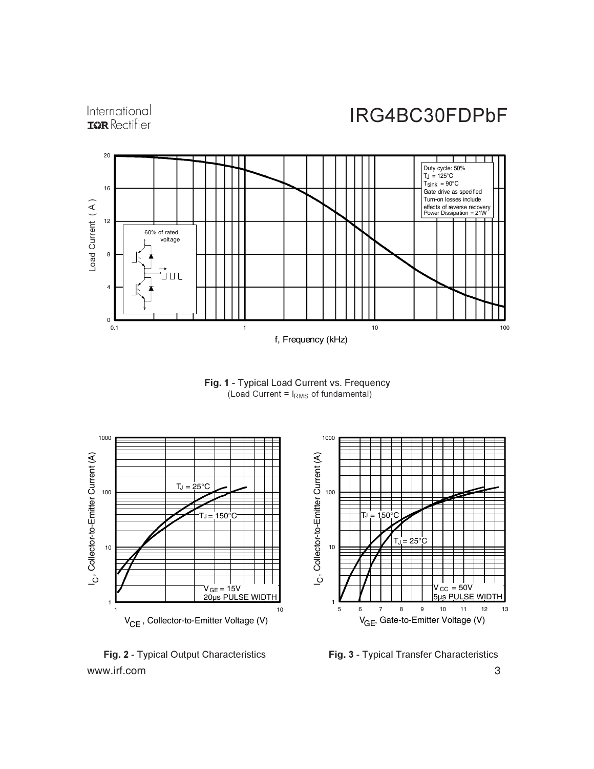**Fig. 1** - Typical Load Current vs. Frequency
(Load Current = $I_{RMS}$ of fundamental)

**Fig. 2** - Typical Output Characteristics

**Fig. 3** - Typical Transfer Characteristics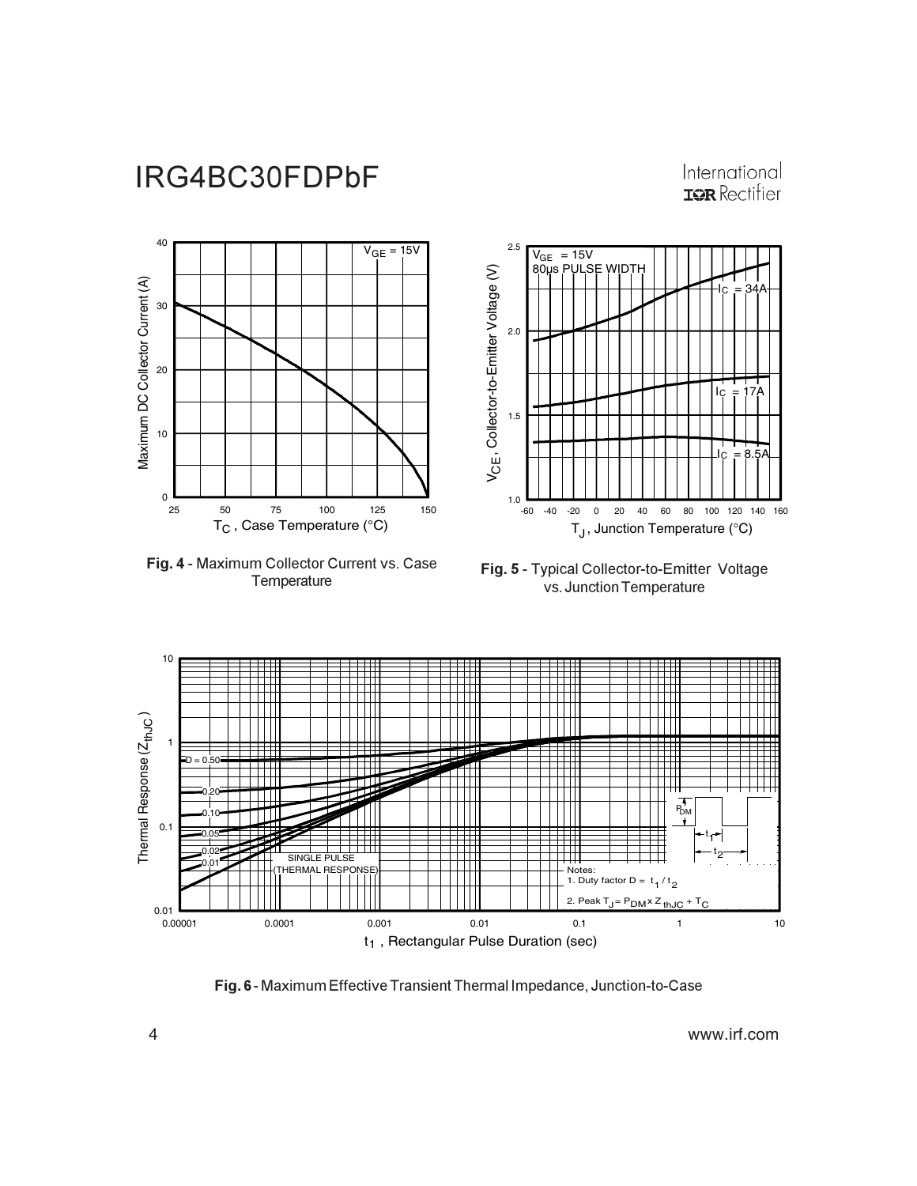**Fig. 4** - Maximum Collector Current vs. Case Temperature

**Fig. 5** - Typical Collector-to-Emitter Voltage vs. Junction Temperature

**Fig. 6** - Maximum Effective Transient Thermal Impedance, Junction-to-Case

Notes:
1. Duty factor $D = t_1 / t_2$
2. Peak $T_J = P_{DM} \times Z_{thJC} + T_C$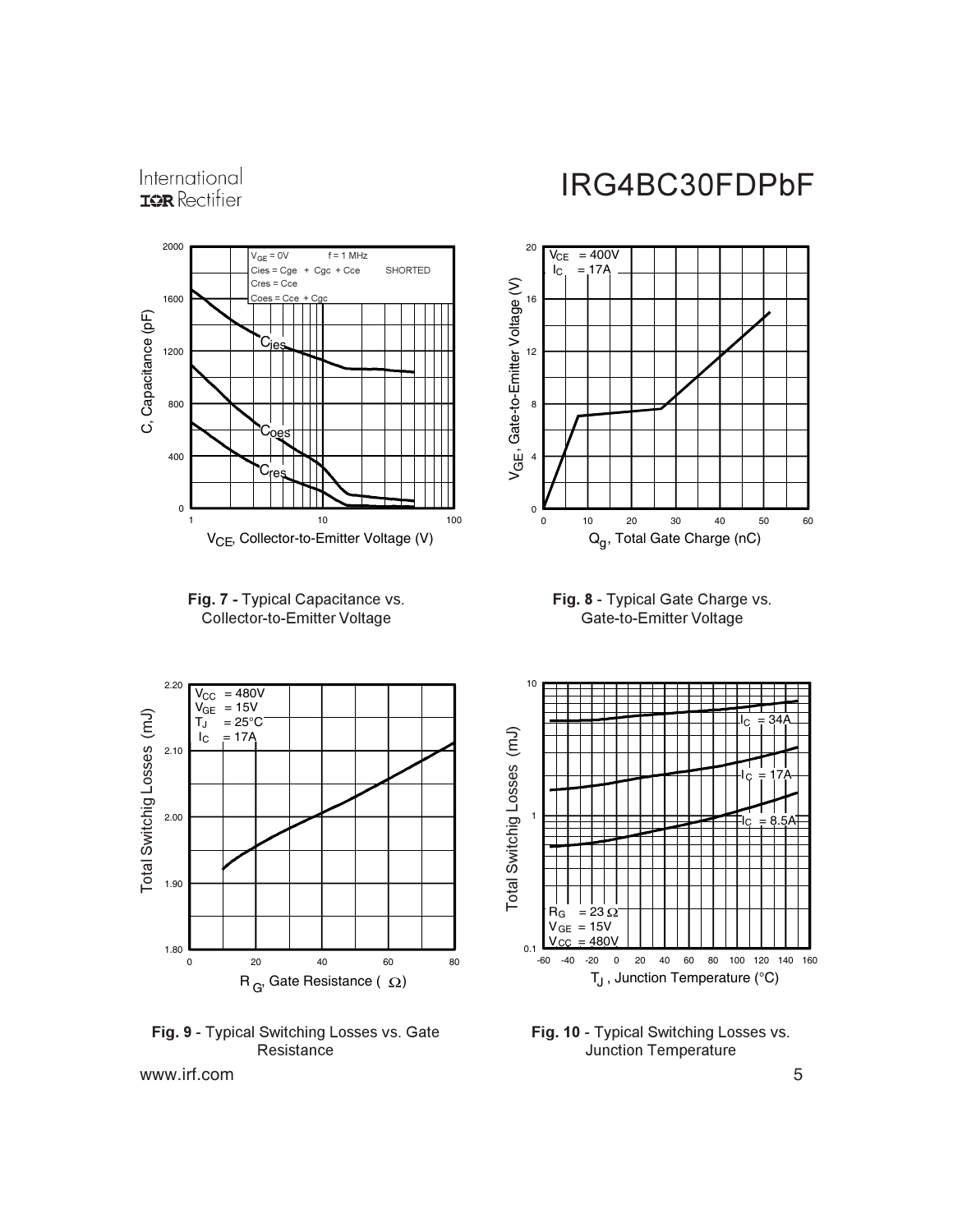**Fig. 7 -** Typical Capacitance vs. Collector-to-Emitter Voltage

**Fig. 8** - Typical Gate Charge vs. Gate-to-Emitter Voltage

**Fig. 9** - Typical Switching Losses vs. Gate Resistance

**Fig. 10** - Typical Switching Losses vs. Junction Temperature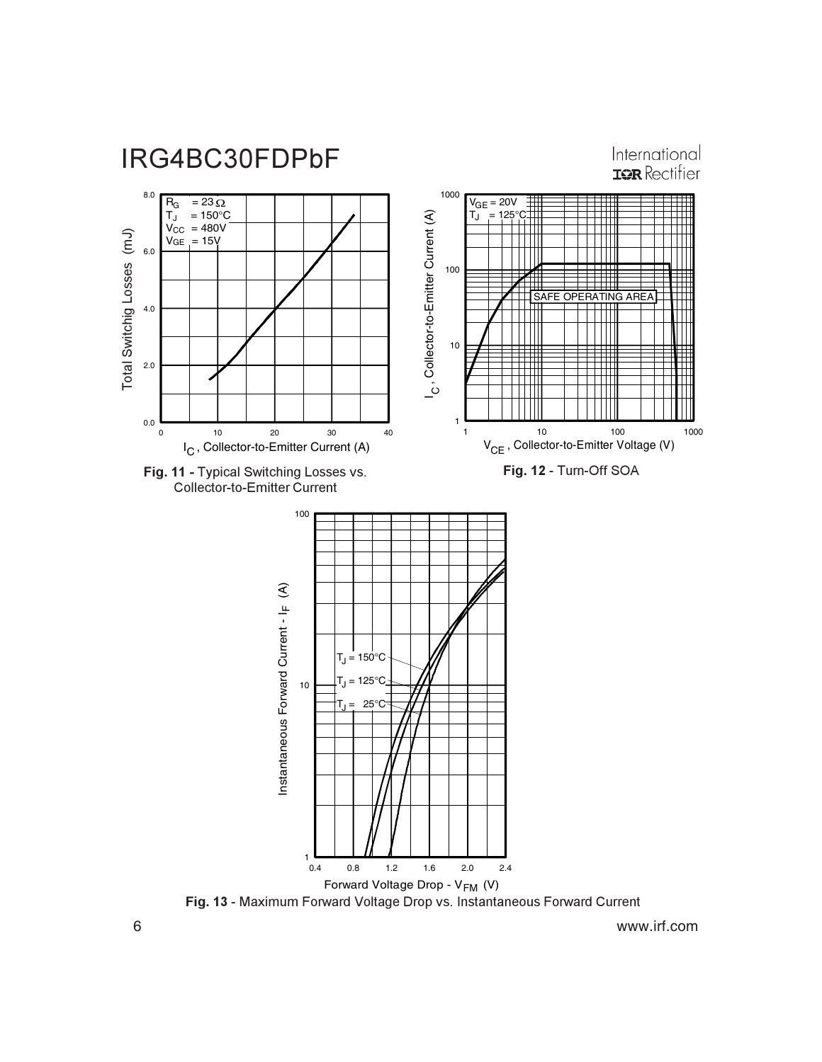**Fig. 11 -** Typical Switching Losses vs. Collector-to-Emitter Current

**Fig. 12** - Turn-Off SOA

**Fig. 13** - Maximum Forward Voltage Drop vs. Instantaneous Forward Current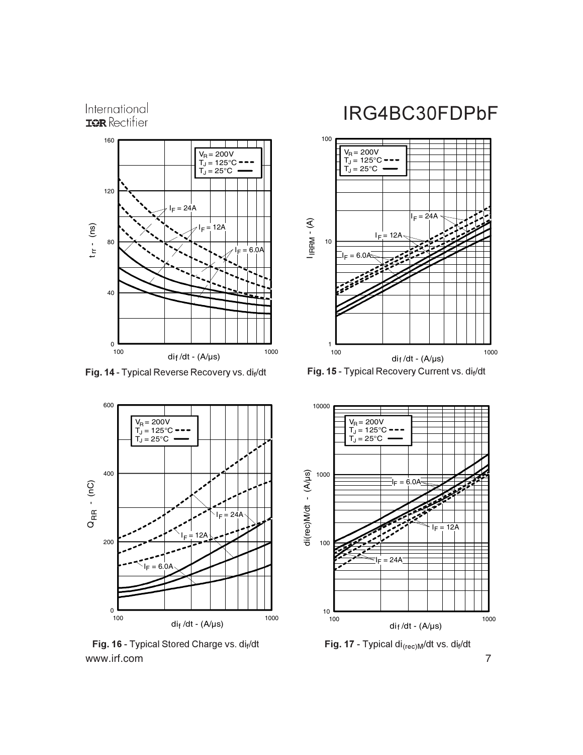Fig. 14 - Typical Reverse Recovery vs. $di_f/dt$

Fig. 15 - Typical Recovery Current vs. $di_f/dt$

Fig. 16 - Typical Stored Charge vs. $di_f/dt$

Fig. 17 - Typical $di_{(rec)M}/dt$ vs. $di_f/dt$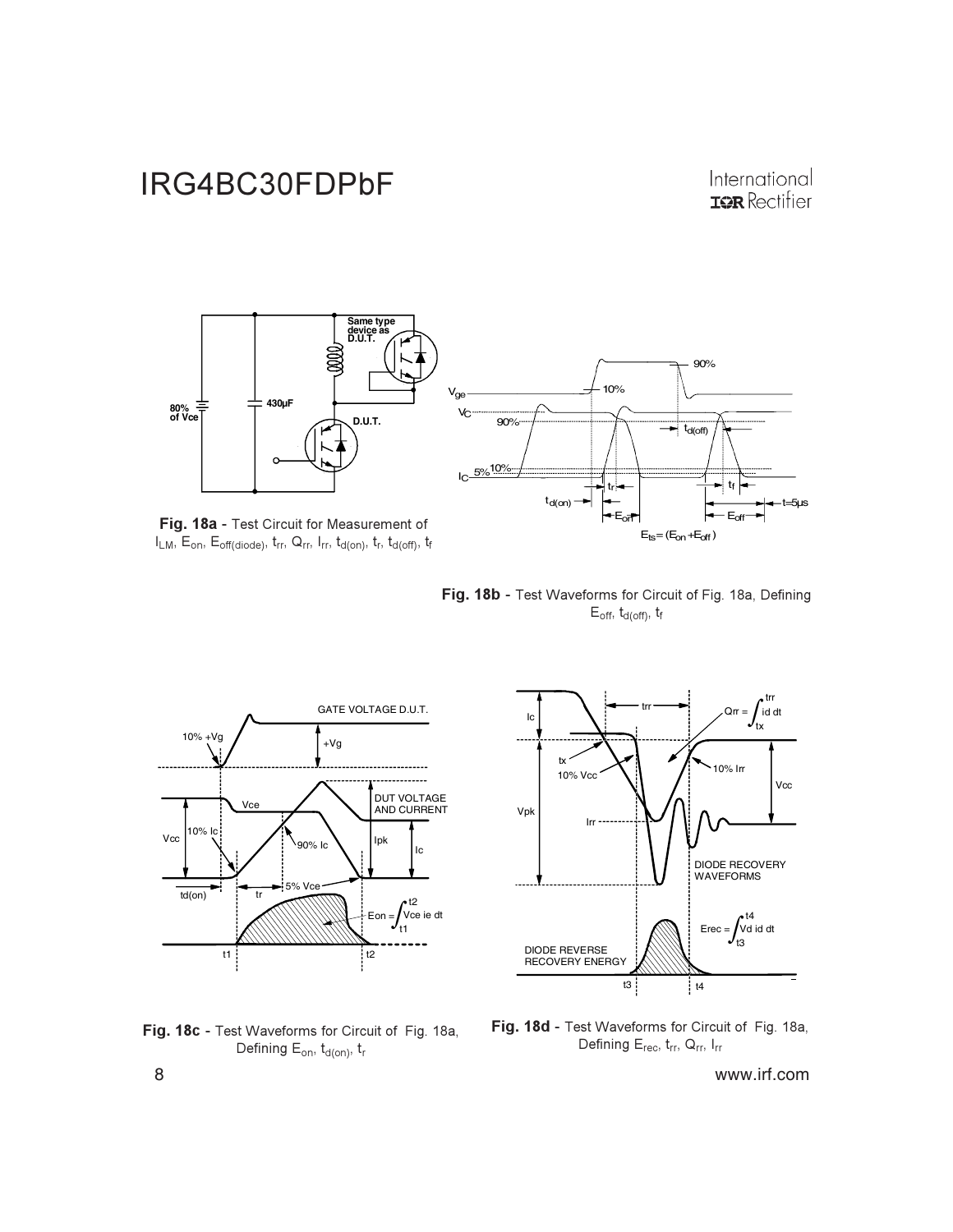**Fig. 18a** - Test Circuit for Measurement of $I_{LM}$, $E_{on}$, $E_{off(diode)}$, $t_{rr}$, $Q_{rr}$, $I_{rr}$, $t_{d(on)}$, $t_r$, $t_{d(off)}$, $t_f$

**Fig. 18b** - Test Waveforms for Circuit of Fig. 18a, Defining $E_{off}$, $t_{d(off)}$, $t_f$

**Fig. 18c** - Test Waveforms for Circuit of Fig. 18a, Defining $E_{on}$, $t_{d(on)}$, $t_r$

**Fig. 18d** - Test Waveforms for Circuit of Fig. 18a, Defining $E_{rec}$, $t_{rr}$, $Q_{rr}$, $I_{rr}$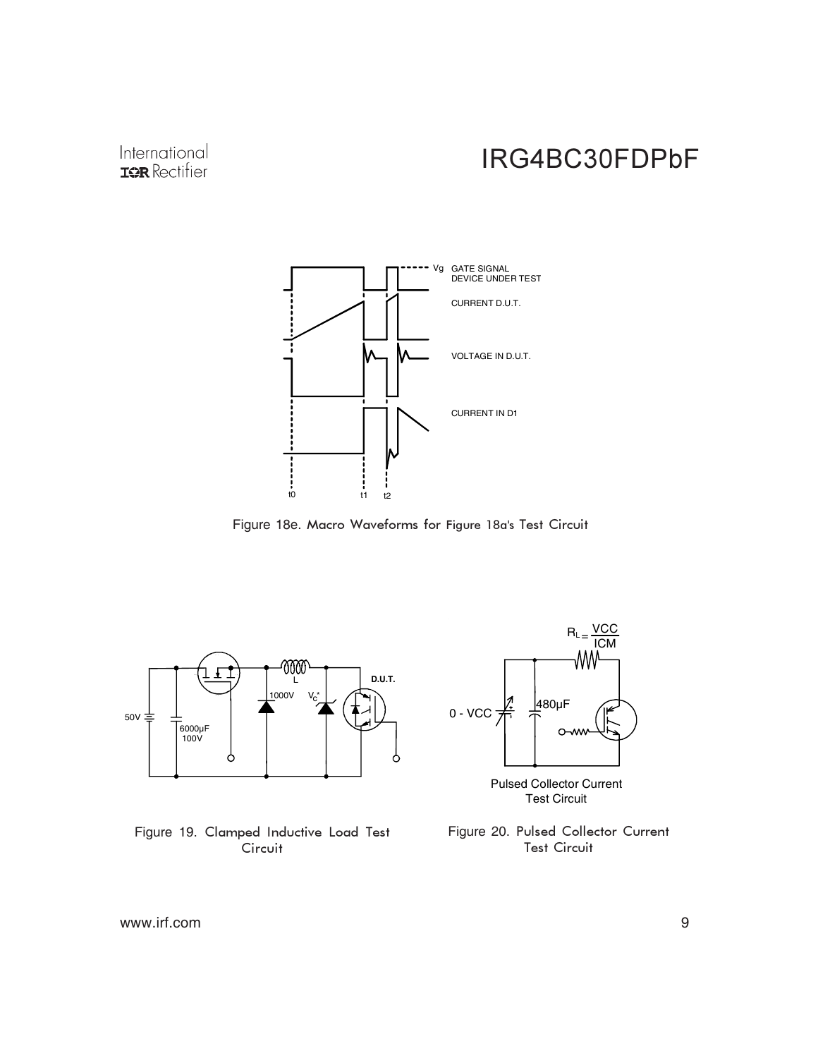Figure 18e. Macro Waveforms for Figure 18a's Test Circuit

Figure 19. Clamped Inductive Load Test Circuit

Figure 20. Pulsed Collector Current Test Circuit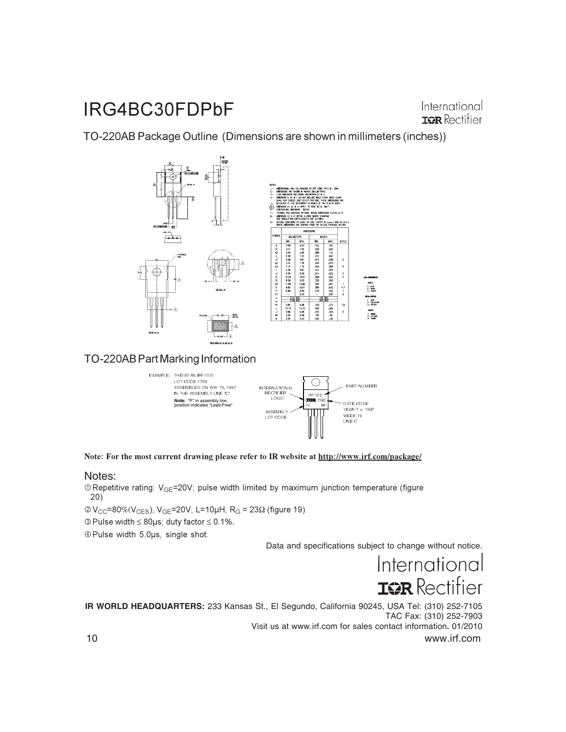## TO-220AB Package Outline (Dimensions are shown in millimeters (inches))

## TO-220AB Part Marking Information

EXAMPLE: THIS IS AN IRF1010
LOT CODE 1789
ASSEMBLED ON WW 19, 1997
IN THE ASSEMBLY LINE "C"

**Note:** "P" in assembly line position indicates "Lead-Free"

INTERNATIONAL RECTIFIER LOGO
ASSEMBLY LOT CODE
PART NUMBER
IRF1010
719C
17 89
DATE CODE
YEAR 7 = 1997
WEEK 19
LINE C

**Note: For the most current drawing please refer to IR website at http://www.irf.com/package/**

## Notes:

① Repetitive rating: $V_{GE}$=20V; pulse width limited by maximum junction temperature (figure 20)

② $V_{CC}$=80%($V_{CES}$), $V_{GE}$=20V, L=10µH, $R_G$ = 23Ω (figure 19)

③ Pulse width ≤ 80µs; duty factor ≤ 0.1%.

④ Pulse width 5.0µs, single shot.

Data and specifications subject to change without notice.

International IOR Rectifier

**IR WORLD HEADQUARTERS:** 233 Kansas St., El Segundo, California 90245, USA Tel: (310) 252-7105
TAC Fax: (310) 252-7903
Visit us at www.irf.com for sales contact information. 01/2010